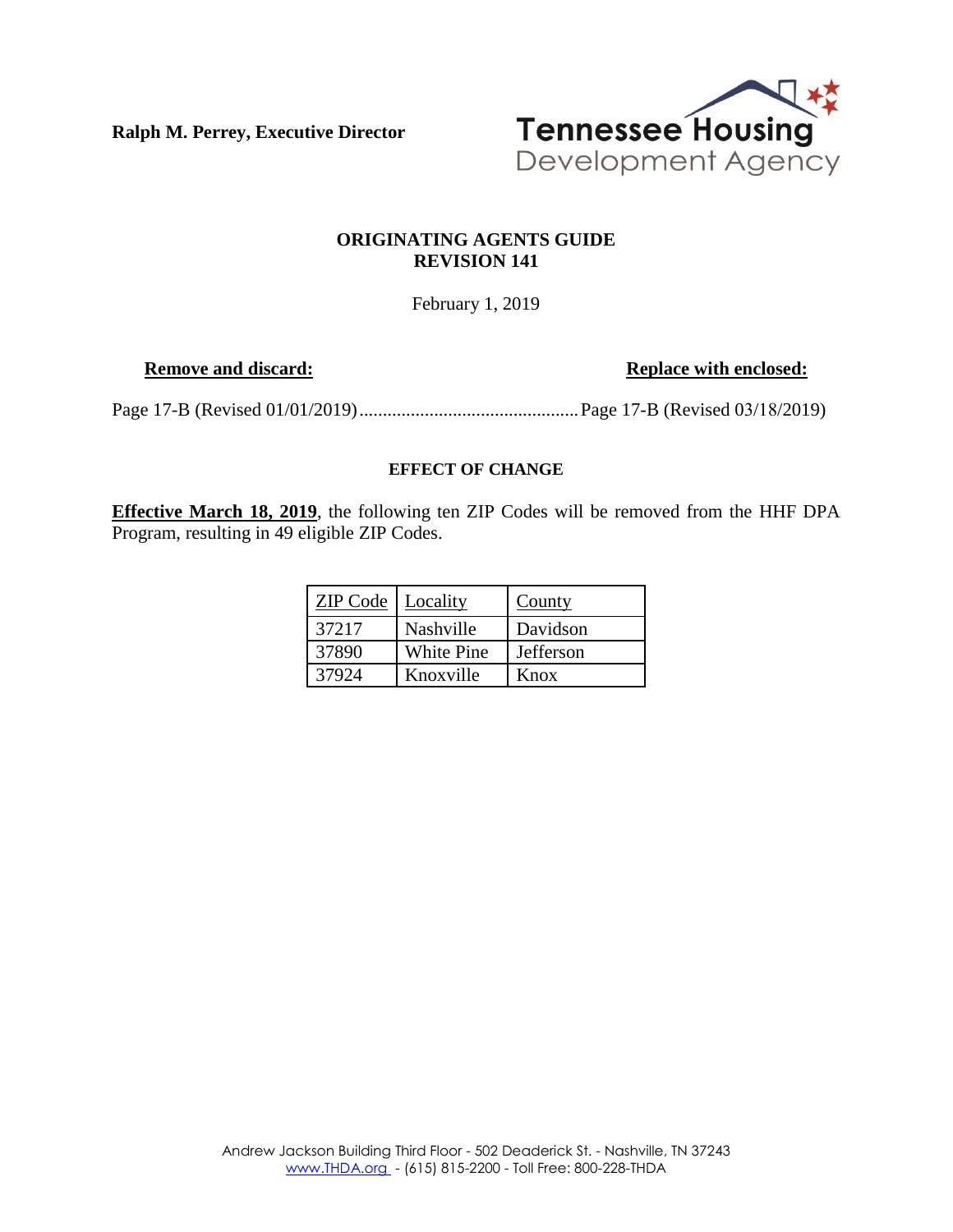**Ralph M. Perrey, Executive Director**

Tennessee Housing Development Agency

## ORIGINATING AGENTS GUIDE
## REVISION 141

February 1, 2019

| **Remove and discard:** | **Replace with enclosed:** |
| --- | --- |
| Page 17-B (Revised 01/01/2019) | Page 17-B (Revised 03/18/2019) |

### EFFECT OF CHANGE

**Effective March 18, 2019**, the following ten ZIP Codes will be removed from the HHF DPA Program, resulting in 49 eligible ZIP Codes.

| ZIP Code | Locality | County |
| --- | --- | --- |
| 37217 | Nashville | Davidson |
| 37890 | White Pine | Jefferson |
| 37924 | Knoxville | Knox |

Andrew Jackson Building Third Floor - 502 Deaderick St. - Nashville, TN 37243
www.THDA.org - (615) 815-2200 - Toll Free: 800-228-THDA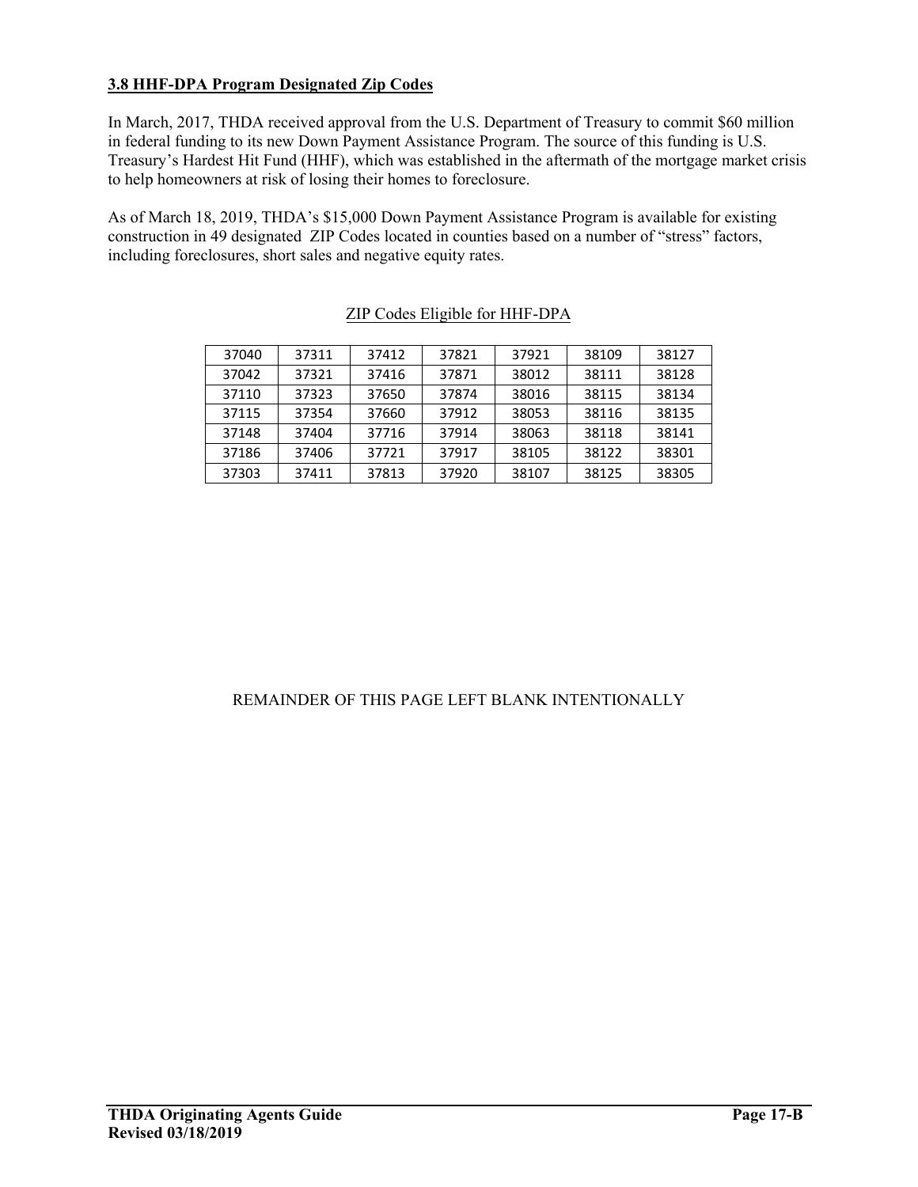**3.8 HHF-DPA Program Designated Zip Codes**

In March, 2017, THDA received approval from the U.S. Department of Treasury to commit $60 million in federal funding to its new Down Payment Assistance Program. The source of this funding is U.S. Treasury's Hardest Hit Fund (HHF), which was established in the aftermath of the mortgage market crisis to help homeowners at risk of losing their homes to foreclosure.

As of March 18, 2019, THDA's $15,000 Down Payment Assistance Program is available for existing construction in 49 designated ZIP Codes located in counties based on a number of "stress" factors, including foreclosures, short sales and negative equity rates.

ZIP Codes Eligible for HHF-DPA

| | | | | | | |
|---|---|---|---|---|---|---|
| 37040 | 37311 | 37412 | 37821 | 37921 | 38109 | 38127 |
| 37042 | 37321 | 37416 | 37871 | 38012 | 38111 | 38128 |
| 37110 | 37323 | 37650 | 37874 | 38016 | 38115 | 38134 |
| 37115 | 37354 | 37660 | 37912 | 38053 | 38116 | 38135 |
| 37148 | 37404 | 37716 | 37914 | 38063 | 38118 | 38141 |
| 37186 | 37406 | 37721 | 37917 | 38105 | 38122 | 38301 |
| 37303 | 37411 | 37813 | 37920 | 38107 | 38125 | 38305 |

REMAINDER OF THIS PAGE LEFT BLANK INTENTIONALLY